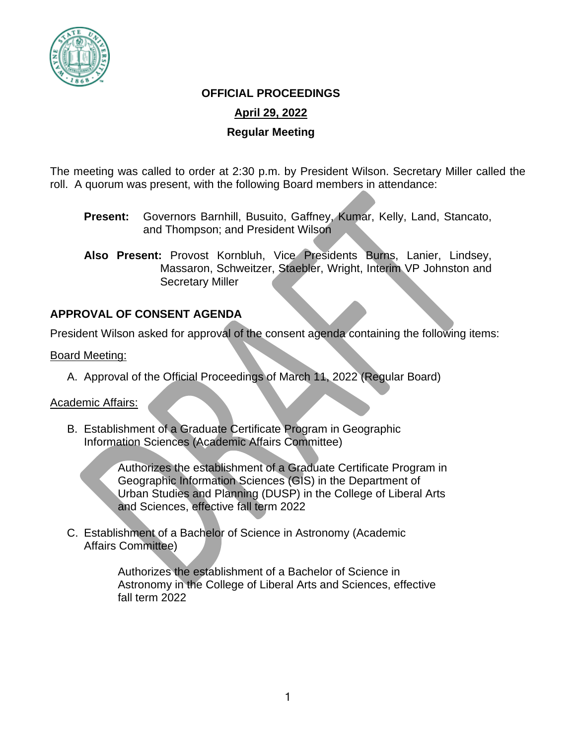# OFFICIAL PROCEEDINGS

## April 29, 2022

## Regular Meeting

The meeting was called to order at 2:30 p.m. by President Wilson. Secretary Miller called the roll. A quorum was present, with the following Board members in attendance:

**Present:** Governors Barnhill, Busuito, Gaffney, Kumar, Kelly, Land, Stancato, and Thompson; and President Wilson

**Also Present:** Provost Kornbluh, Vice Presidents Burns, Lanier, Lindsey, Massaron, Schweitzer, Staebler, Wright, Interim VP Johnston and Secretary Miller

### APPROVAL OF CONSENT AGENDA

President Wilson asked for approval of the consent agenda containing the following items:

Board Meeting:

A. Approval of the Official Proceedings of March 11, 2022 (Regular Board)

Academic Affairs:

B. Establishment of a Graduate Certificate Program in Geographic Information Sciences (Academic Affairs Committee)

   Authorizes the establishment of a Graduate Certificate Program in Geographic Information Sciences (GIS) in the Department of Urban Studies and Planning (DUSP) in the College of Liberal Arts and Sciences, effective fall term 2022

C. Establishment of a Bachelor of Science in Astronomy (Academic Affairs Committee)

   Authorizes the establishment of a Bachelor of Science in Astronomy in the College of Liberal Arts and Sciences, effective fall term 2022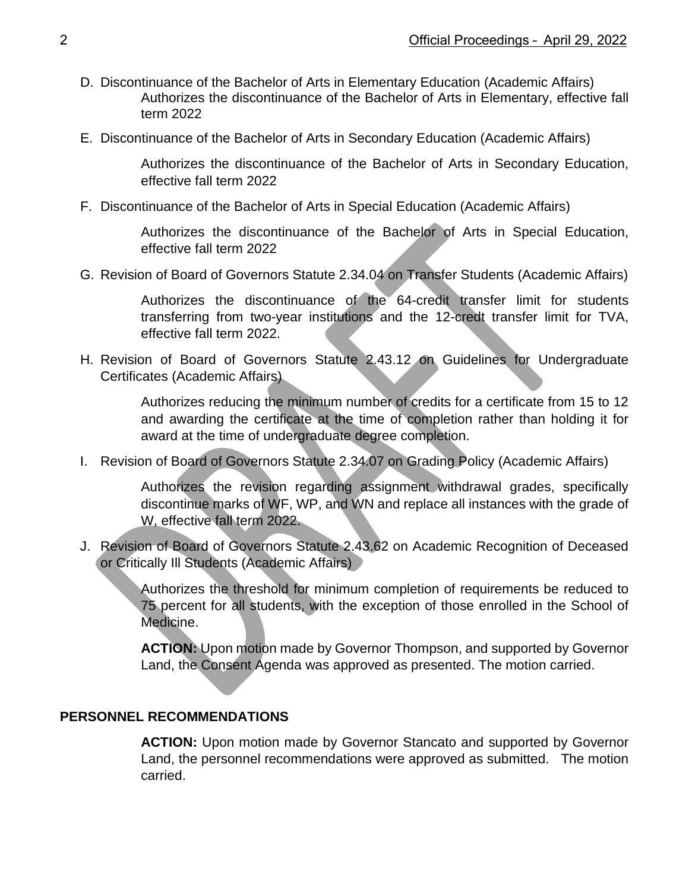D. Discontinuance of the Bachelor of Arts in Elementary Education (Academic Affairs)

   Authorizes the discontinuance of the Bachelor of Arts in Elementary, effective fall term 2022

E. Discontinuance of the Bachelor of Arts in Secondary Education (Academic Affairs)

   Authorizes the discontinuance of the Bachelor of Arts in Secondary Education, effective fall term 2022

F. Discontinuance of the Bachelor of Arts in Special Education (Academic Affairs)

   Authorizes the discontinuance of the Bachelor of Arts in Special Education, effective fall term 2022

G. Revision of Board of Governors Statute 2.34.04 on Transfer Students (Academic Affairs)

   Authorizes the discontinuance of the 64-credit transfer limit for students transferring from two-year institutions and the 12-credt transfer limit for TVA, effective fall term 2022.

H. Revision of Board of Governors Statute 2.43.12 on Guidelines for Undergraduate Certificates (Academic Affairs)

   Authorizes reducing the minimum number of credits for a certificate from 15 to 12 and awarding the certificate at the time of completion rather than holding it for award at the time of undergraduate degree completion.

I. Revision of Board of Governors Statute 2.34.07 on Grading Policy (Academic Affairs)

   Authorizes the revision regarding assignment withdrawal grades, specifically discontinue marks of WF, WP, and WN and replace all instances with the grade of W, effective fall term 2022.

J. Revision of Board of Governors Statute 2.43.62 on Academic Recognition of Deceased or Critically Ill Students (Academic Affairs)

   Authorizes the threshold for minimum completion of requirements be reduced to 75 percent for all students, with the exception of those enrolled in the School of Medicine.

   **ACTION:** Upon motion made by Governor Thompson, and supported by Governor Land, the Consent Agenda was approved as presented. The motion carried.

## PERSONNEL RECOMMENDATIONS

**ACTION:** Upon motion made by Governor Stancato and supported by Governor Land, the personnel recommendations were approved as submitted. The motion carried.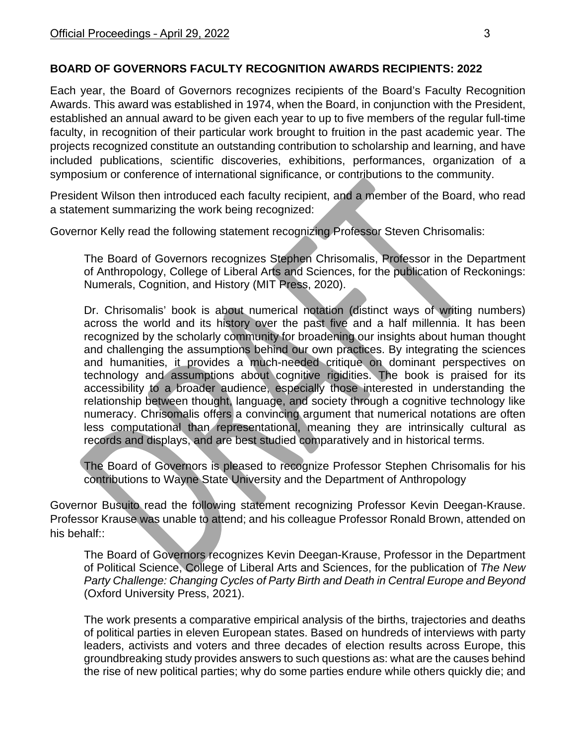## BOARD OF GOVERNORS FACULTY RECOGNITION AWARDS RECIPIENTS: 2022

Each year, the Board of Governors recognizes recipients of the Board's Faculty Recognition Awards. This award was established in 1974, when the Board, in conjunction with the President, established an annual award to be given each year to up to five members of the regular full-time faculty, in recognition of their particular work brought to fruition in the past academic year. The projects recognized constitute an outstanding contribution to scholarship and learning, and have included publications, scientific discoveries, exhibitions, performances, organization of a symposium or conference of international significance, or contributions to the community.

President Wilson then introduced each faculty recipient, and a member of the Board, who read a statement summarizing the work being recognized:

Governor Kelly read the following statement recognizing Professor Steven Chrisomalis:

> The Board of Governors recognizes Stephen Chrisomalis, Professor in the Department of Anthropology, College of Liberal Arts and Sciences, for the publication of Reckonings: Numerals, Cognition, and History (MIT Press, 2020).
>
> Dr. Chrisomalis' book is about numerical notation (distinct ways of writing numbers) across the world and its history over the past five and a half millennia. It has been recognized by the scholarly community for broadening our insights about human thought and challenging the assumptions behind our own practices. By integrating the sciences and humanities, it provides a much-needed critique on dominant perspectives on technology and assumptions about cognitive rigidities. The book is praised for its accessibility to a broader audience, especially those interested in understanding the relationship between thought, language, and society through a cognitive technology like numeracy. Chrisomalis offers a convincing argument that numerical notations are often less computational than representational, meaning they are intrinsically cultural as records and displays, and are best studied comparatively and in historical terms.
>
> The Board of Governors is pleased to recognize Professor Stephen Chrisomalis for his contributions to Wayne State University and the Department of Anthropology

Governor Busuito read the following statement recognizing Professor Kevin Deegan-Krause. Professor Krause was unable to attend; and his colleague Professor Ronald Brown, attended on his behalf::

> The Board of Governors recognizes Kevin Deegan-Krause, Professor in the Department of Political Science, College of Liberal Arts and Sciences, for the publication of *The New Party Challenge: Changing Cycles of Party Birth and Death in Central Europe and Beyond* (Oxford University Press, 2021).
>
> The work presents a comparative empirical analysis of the births, trajectories and deaths of political parties in eleven European states. Based on hundreds of interviews with party leaders, activists and voters and three decades of election results across Europe, this groundbreaking study provides answers to such questions as: what are the causes behind the rise of new political parties; why do some parties endure while others quickly die; and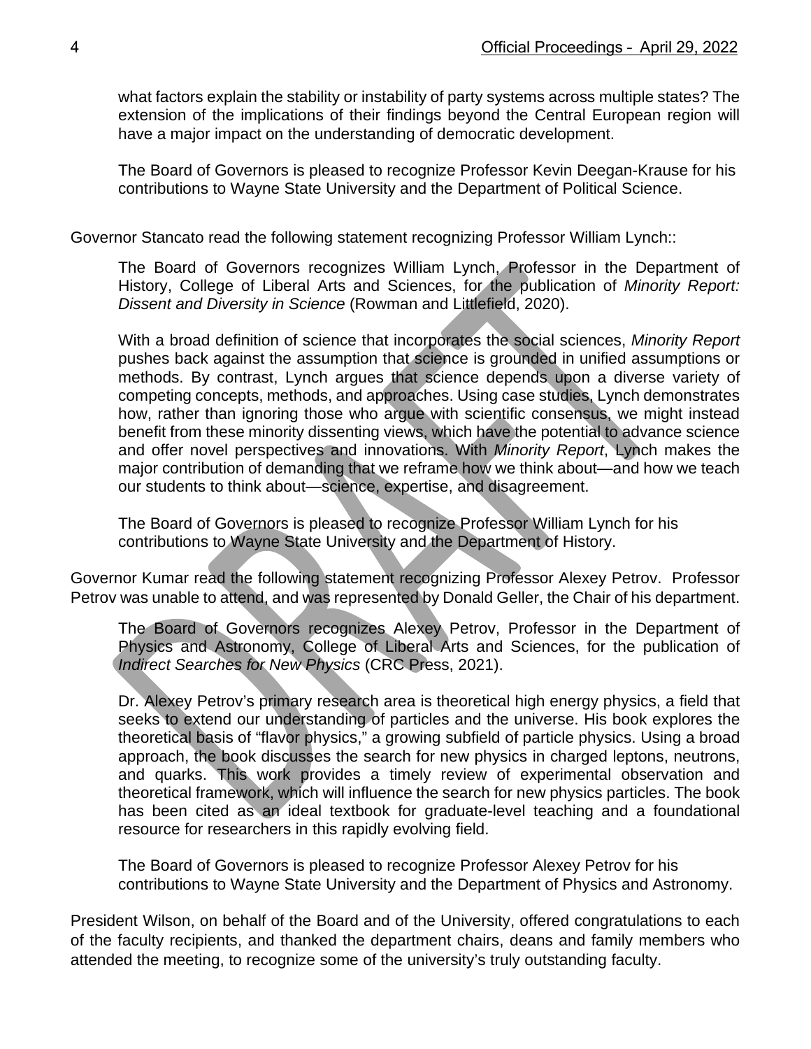what factors explain the stability or instability of party systems across multiple states? The extension of the implications of their findings beyond the Central European region will have a major impact on the understanding of democratic development.

The Board of Governors is pleased to recognize Professor Kevin Deegan-Krause for his contributions to Wayne State University and the Department of Political Science.

Governor Stancato read the following statement recognizing Professor William Lynch::

The Board of Governors recognizes William Lynch, Professor in the Department of History, College of Liberal Arts and Sciences, for the publication of *Minority Report: Dissent and Diversity in Science* (Rowman and Littlefield, 2020).

With a broad definition of science that incorporates the social sciences, *Minority Report* pushes back against the assumption that science is grounded in unified assumptions or methods. By contrast, Lynch argues that science depends upon a diverse variety of competing concepts, methods, and approaches. Using case studies, Lynch demonstrates how, rather than ignoring those who argue with scientific consensus, we might instead benefit from these minority dissenting views, which have the potential to advance science and offer novel perspectives and innovations. With *Minority Report*, Lynch makes the major contribution of demanding that we reframe how we think about—and how we teach our students to think about—science, expertise, and disagreement.

The Board of Governors is pleased to recognize Professor William Lynch for his contributions to Wayne State University and the Department of History.

Governor Kumar read the following statement recognizing Professor Alexey Petrov. Professor Petrov was unable to attend, and was represented by Donald Geller, the Chair of his department.

The Board of Governors recognizes Alexey Petrov, Professor in the Department of Physics and Astronomy, College of Liberal Arts and Sciences, for the publication of *Indirect Searches for New Physics* (CRC Press, 2021).

Dr. Alexey Petrov's primary research area is theoretical high energy physics, a field that seeks to extend our understanding of particles and the universe. His book explores the theoretical basis of "flavor physics," a growing subfield of particle physics. Using a broad approach, the book discusses the search for new physics in charged leptons, neutrons, and quarks. This work provides a timely review of experimental observation and theoretical framework, which will influence the search for new physics particles. The book has been cited as an ideal textbook for graduate-level teaching and a foundational resource for researchers in this rapidly evolving field.

The Board of Governors is pleased to recognize Professor Alexey Petrov for his contributions to Wayne State University and the Department of Physics and Astronomy.

President Wilson, on behalf of the Board and of the University, offered congratulations to each of the faculty recipients, and thanked the department chairs, deans and family members who attended the meeting, to recognize some of the university's truly outstanding faculty.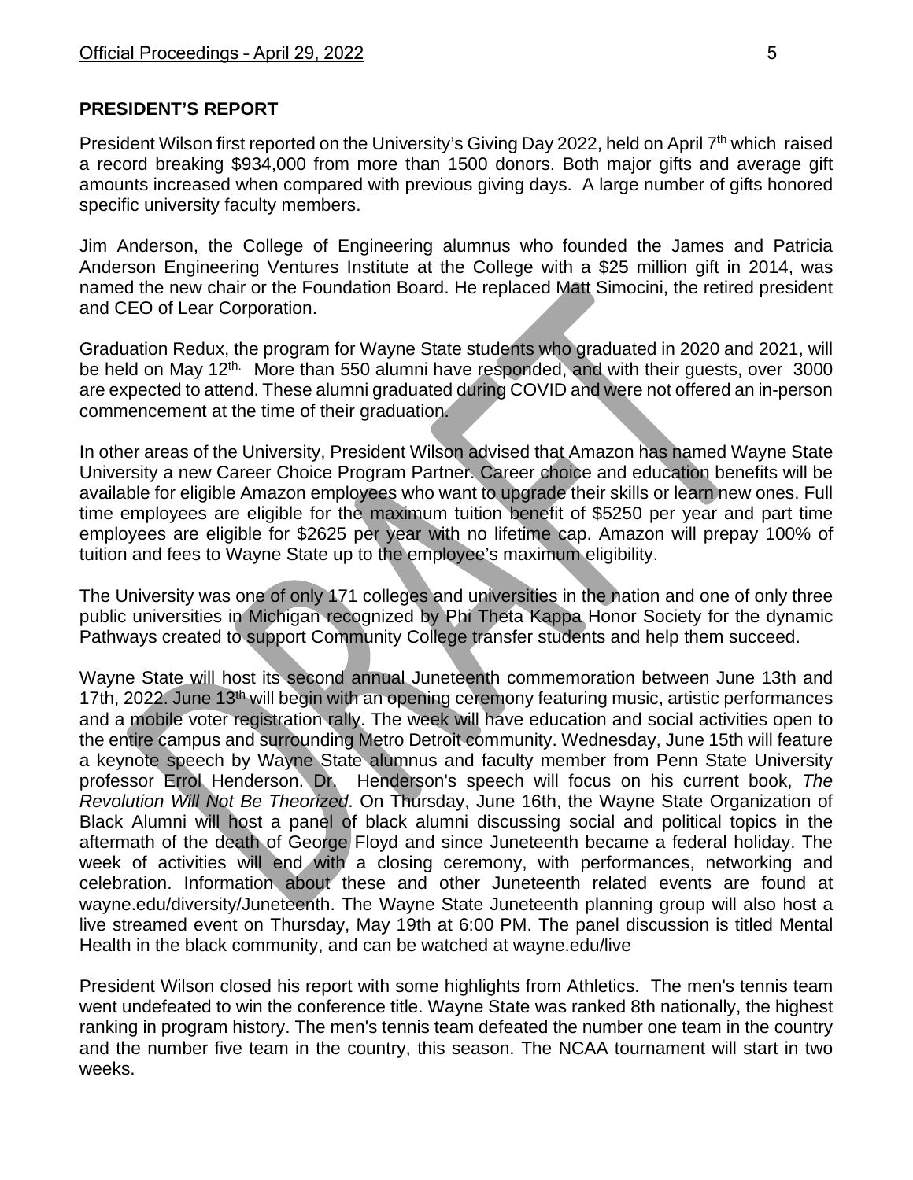## PRESIDENT'S REPORT

President Wilson first reported on the University's Giving Day 2022, held on April 7th which raised a record breaking $934,000 from more than 1500 donors. Both major gifts and average gift amounts increased when compared with previous giving days. A large number of gifts honored specific university faculty members.

Jim Anderson, the College of Engineering alumnus who founded the James and Patricia Anderson Engineering Ventures Institute at the College with a $25 million gift in 2014, was named the new chair or the Foundation Board. He replaced Matt Simocini, the retired president and CEO of Lear Corporation.

Graduation Redux, the program for Wayne State students who graduated in 2020 and 2021, will be held on May 12th. More than 550 alumni have responded, and with their guests, over 3000 are expected to attend. These alumni graduated during COVID and were not offered an in-person commencement at the time of their graduation.

In other areas of the University, President Wilson advised that Amazon has named Wayne State University a new Career Choice Program Partner. Career choice and education benefits will be available for eligible Amazon employees who want to upgrade their skills or learn new ones. Full time employees are eligible for the maximum tuition benefit of $5250 per year and part time employees are eligible for $2625 per year with no lifetime cap. Amazon will prepay 100% of tuition and fees to Wayne State up to the employee's maximum eligibility.

The University was one of only 171 colleges and universities in the nation and one of only three public universities in Michigan recognized by Phi Theta Kappa Honor Society for the dynamic Pathways created to support Community College transfer students and help them succeed.

Wayne State will host its second annual Juneteenth commemoration between June 13th and 17th, 2022. June 13th will begin with an opening ceremony featuring music, artistic performances and a mobile voter registration rally. The week will have education and social activities open to the entire campus and surrounding Metro Detroit community. Wednesday, June 15th will feature a keynote speech by Wayne State alumnus and faculty member from Penn State University professor Errol Henderson. Dr. Henderson's speech will focus on his current book, *The Revolution Will Not Be Theorized*. On Thursday, June 16th, the Wayne State Organization of Black Alumni will host a panel of black alumni discussing social and political topics in the aftermath of the death of George Floyd and since Juneteenth became a federal holiday. The week of activities will end with a closing ceremony, with performances, networking and celebration. Information about these and other Juneteenth related events are found at wayne.edu/diversity/Juneteenth. The Wayne State Juneteenth planning group will also host a live streamed event on Thursday, May 19th at 6:00 PM. The panel discussion is titled Mental Health in the black community, and can be watched at wayne.edu/live

President Wilson closed his report with some highlights from Athletics. The men's tennis team went undefeated to win the conference title. Wayne State was ranked 8th nationally, the highest ranking in program history. The men's tennis team defeated the number one team in the country and the number five team in the country, this season. The NCAA tournament will start in two weeks.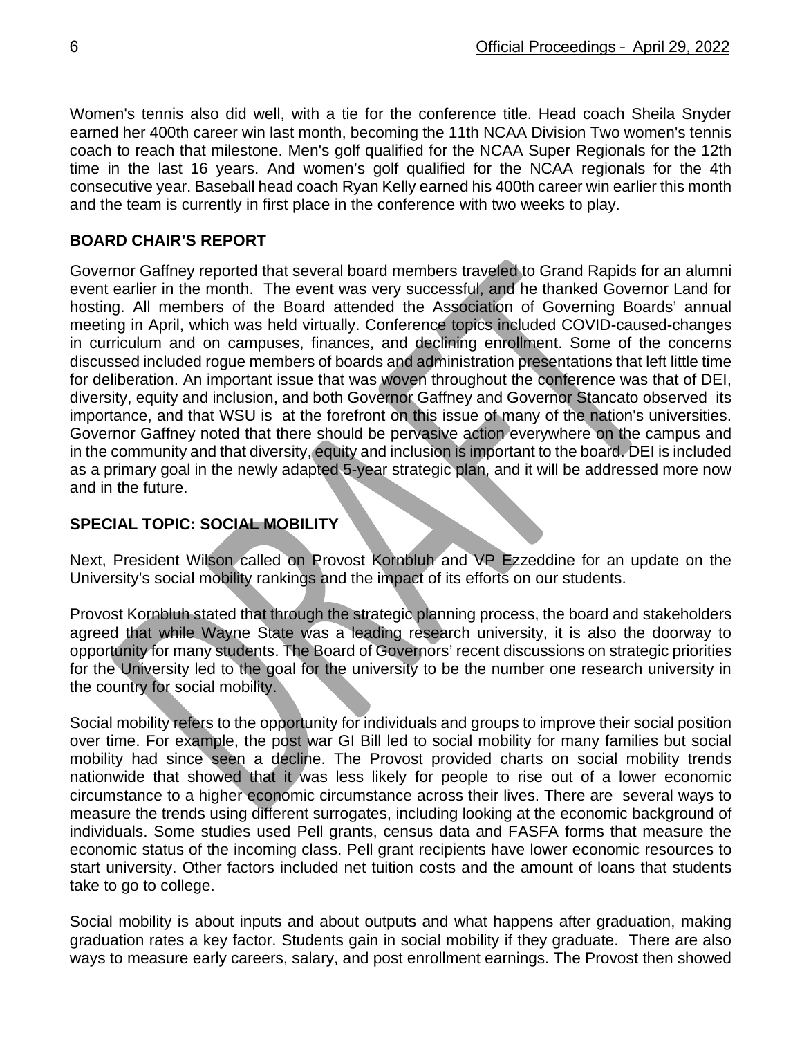Women's tennis also did well, with a tie for the conference title. Head coach Sheila Snyder earned her 400th career win last month, becoming the 11th NCAA Division Two women's tennis coach to reach that milestone. Men's golf qualified for the NCAA Super Regionals for the 12th time in the last 16 years. And women's golf qualified for the NCAA regionals for the 4th consecutive year. Baseball head coach Ryan Kelly earned his 400th career win earlier this month and the team is currently in first place in the conference with two weeks to play.

**BOARD CHAIR'S REPORT**

Governor Gaffney reported that several board members traveled to Grand Rapids for an alumni event earlier in the month. The event was very successful, and he thanked Governor Land for hosting. All members of the Board attended the Association of Governing Boards' annual meeting in April, which was held virtually. Conference topics included COVID-caused-changes in curriculum and on campuses, finances, and declining enrollment. Some of the concerns discussed included rogue members of boards and administration presentations that left little time for deliberation. An important issue that was woven throughout the conference was that of DEI, diversity, equity and inclusion, and both Governor Gaffney and Governor Stancato observed its importance, and that WSU is at the forefront on this issue of many of the nation's universities. Governor Gaffney noted that there should be pervasive action everywhere on the campus and in the community and that diversity, equity and inclusion is important to the board. DEI is included as a primary goal in the newly adapted 5-year strategic plan, and it will be addressed more now and in the future.

**SPECIAL TOPIC: SOCIAL MOBILITY**

Next, President Wilson called on Provost Kornbluh and VP Ezzeddine for an update on the University's social mobility rankings and the impact of its efforts on our students.

Provost Kornbluh stated that through the strategic planning process, the board and stakeholders agreed that while Wayne State was a leading research university, it is also the doorway to opportunity for many students. The Board of Governors' recent discussions on strategic priorities for the University led to the goal for the university to be the number one research university in the country for social mobility.

Social mobility refers to the opportunity for individuals and groups to improve their social position over time. For example, the post war GI Bill led to social mobility for many families but social mobility had since seen a decline. The Provost provided charts on social mobility trends nationwide that showed that it was less likely for people to rise out of a lower economic circumstance to a higher economic circumstance across their lives. There are several ways to measure the trends using different surrogates, including looking at the economic background of individuals. Some studies used Pell grants, census data and FASFA forms that measure the economic status of the incoming class. Pell grant recipients have lower economic resources to start university. Other factors included net tuition costs and the amount of loans that students take to go to college.

Social mobility is about inputs and about outputs and what happens after graduation, making graduation rates a key factor. Students gain in social mobility if they graduate. There are also ways to measure early careers, salary, and post enrollment earnings. The Provost then showed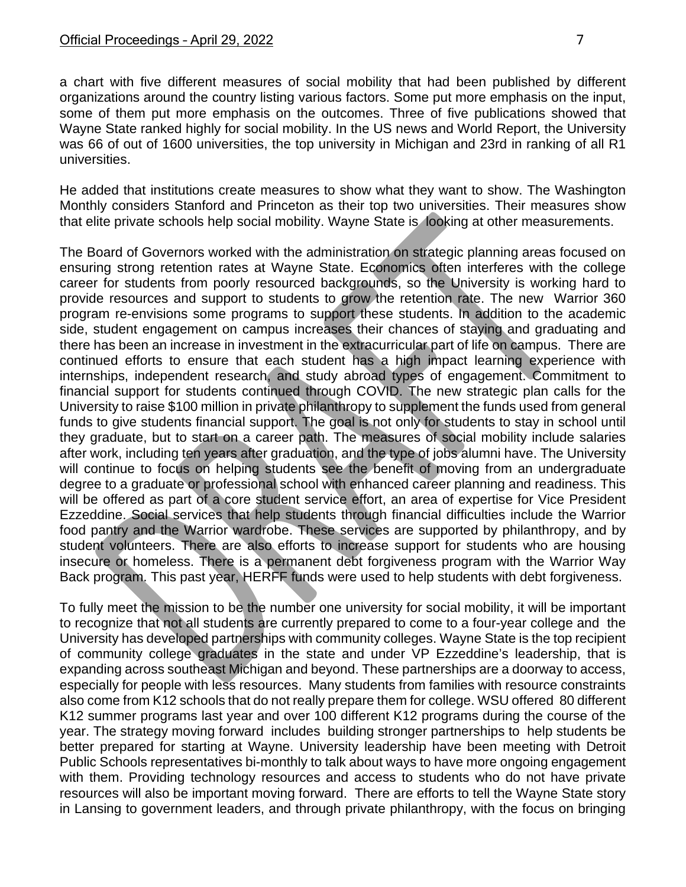a chart with five different measures of social mobility that had been published by different organizations around the country listing various factors. Some put more emphasis on the input, some of them put more emphasis on the outcomes. Three of five publications showed that Wayne State ranked highly for social mobility. In the US news and World Report, the University was 66 of out of 1600 universities, the top university in Michigan and 23rd in ranking of all R1 universities.

He added that institutions create measures to show what they want to show. The Washington Monthly considers Stanford and Princeton as their top two universities. Their measures show that elite private schools help social mobility. Wayne State is looking at other measurements.

The Board of Governors worked with the administration on strategic planning areas focused on ensuring strong retention rates at Wayne State. Economics often interferes with the college career for students from poorly resourced backgrounds, so the University is working hard to provide resources and support to students to grow the retention rate. The new Warrior 360 program re-envisions some programs to support these students. In addition to the academic side, student engagement on campus increases their chances of staying and graduating and there has been an increase in investment in the extracurricular part of life on campus. There are continued efforts to ensure that each student has a high impact learning experience with internships, independent research, and study abroad types of engagement. Commitment to financial support for students continued through COVID. The new strategic plan calls for the University to raise $100 million in private philanthropy to supplement the funds used from general funds to give students financial support. The goal is not only for students to stay in school until they graduate, but to start on a career path. The measures of social mobility include salaries after work, including ten years after graduation, and the type of jobs alumni have. The University will continue to focus on helping students see the benefit of moving from an undergraduate degree to a graduate or professional school with enhanced career planning and readiness. This will be offered as part of a core student service effort, an area of expertise for Vice President Ezzeddine. Social services that help students through financial difficulties include the Warrior food pantry and the Warrior wardrobe. These services are supported by philanthropy, and by student volunteers. There are also efforts to increase support for students who are housing insecure or homeless. There is a permanent debt forgiveness program with the Warrior Way Back program. This past year, HERFF funds were used to help students with debt forgiveness.

To fully meet the mission to be the number one university for social mobility, it will be important to recognize that not all students are currently prepared to come to a four-year college and the University has developed partnerships with community colleges. Wayne State is the top recipient of community college graduates in the state and under VP Ezzeddine's leadership, that is expanding across southeast Michigan and beyond. These partnerships are a doorway to access, especially for people with less resources. Many students from families with resource constraints also come from K12 schools that do not really prepare them for college. WSU offered 80 different K12 summer programs last year and over 100 different K12 programs during the course of the year. The strategy moving forward includes building stronger partnerships to help students be better prepared for starting at Wayne. University leadership have been meeting with Detroit Public Schools representatives bi-monthly to talk about ways to have more ongoing engagement with them. Providing technology resources and access to students who do not have private resources will also be important moving forward. There are efforts to tell the Wayne State story in Lansing to government leaders, and through private philanthropy, with the focus on bringing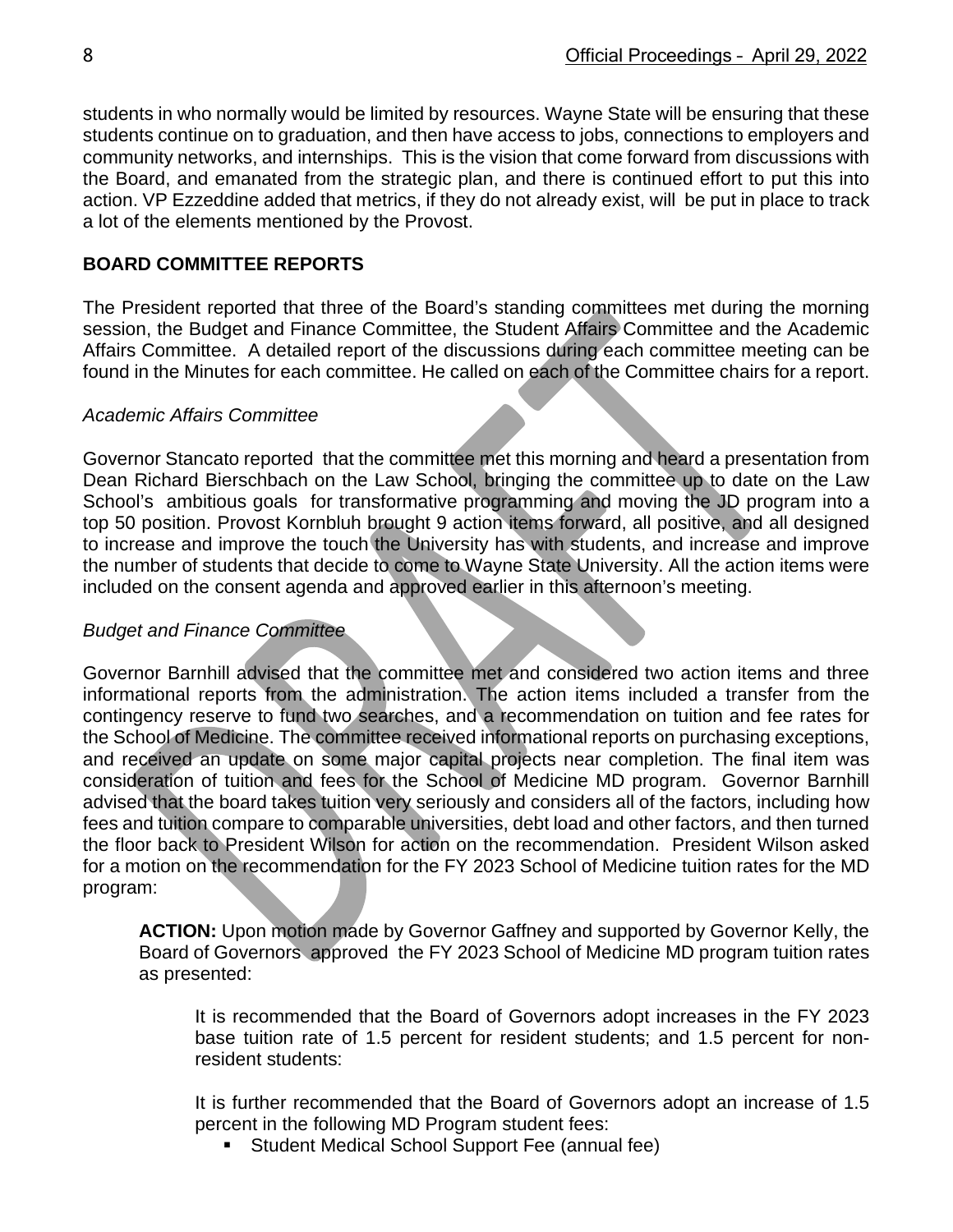students in who normally would be limited by resources. Wayne State will be ensuring that these students continue on to graduation, and then have access to jobs, connections to employers and community networks, and internships. This is the vision that come forward from discussions with the Board, and emanated from the strategic plan, and there is continued effort to put this into action. VP Ezzeddine added that metrics, if they do not already exist, will be put in place to track a lot of the elements mentioned by the Provost.

## BOARD COMMITTEE REPORTS

The President reported that three of the Board's standing committees met during the morning session, the Budget and Finance Committee, the Student Affairs Committee and the Academic Affairs Committee. A detailed report of the discussions during each committee meeting can be found in the Minutes for each committee. He called on each of the Committee chairs for a report.

### *Academic Affairs Committee*

Governor Stancato reported that the committee met this morning and heard a presentation from Dean Richard Bierschbach on the Law School, bringing the committee up to date on the Law School's ambitious goals for transformative programming and moving the JD program into a top 50 position. Provost Kornbluh brought 9 action items forward, all positive, and all designed to increase and improve the touch the University has with students, and increase and improve the number of students that decide to come to Wayne State University. All the action items were included on the consent agenda and approved earlier in this afternoon's meeting.

### *Budget and Finance Committee*

Governor Barnhill advised that the committee met and considered two action items and three informational reports from the administration. The action items included a transfer from the contingency reserve to fund two searches, and a recommendation on tuition and fee rates for the School of Medicine. The committee received informational reports on purchasing exceptions, and received an update on some major capital projects near completion. The final item was consideration of tuition and fees for the School of Medicine MD program. Governor Barnhill advised that the board takes tuition very seriously and considers all of the factors, including how fees and tuition compare to comparable universities, debt load and other factors, and then turned the floor back to President Wilson for action on the recommendation. President Wilson asked for a motion on the recommendation for the FY 2023 School of Medicine tuition rates for the MD program:

> **ACTION:** Upon motion made by Governor Gaffney and supported by Governor Kelly, the Board of Governors approved the FY 2023 School of Medicine MD program tuition rates as presented:
>
> > It is recommended that the Board of Governors adopt increases in the FY 2023 base tuition rate of 1.5 percent for resident students; and 1.5 percent for non-resident students:
> >
> > It is further recommended that the Board of Governors adopt an increase of 1.5 percent in the following MD Program student fees:
> >
> > - Student Medical School Support Fee (annual fee)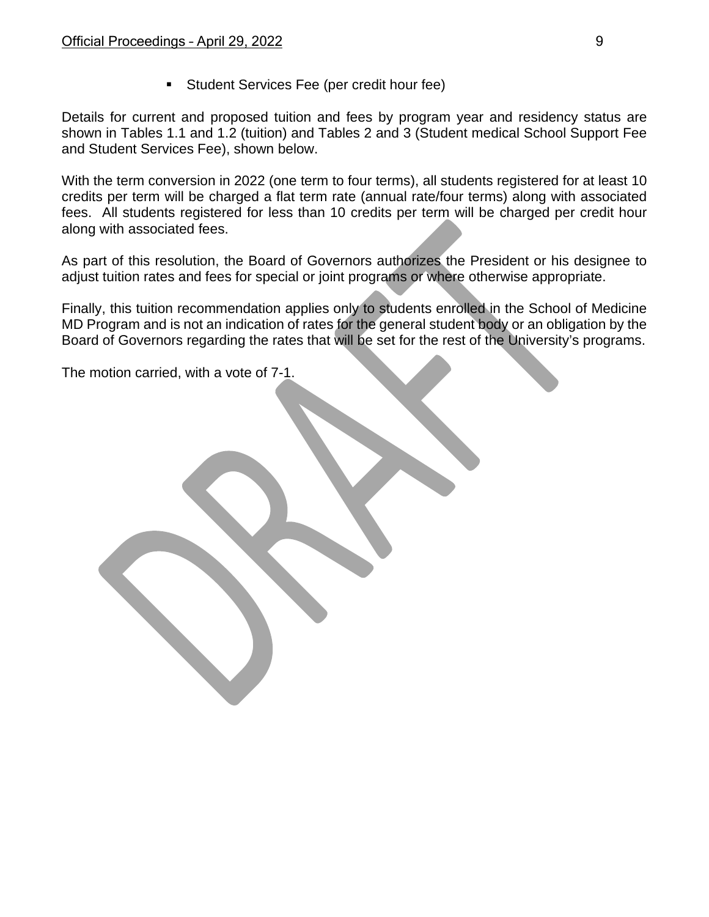- Student Services Fee (per credit hour fee)

Details for current and proposed tuition and fees by program year and residency status are shown in Tables 1.1 and 1.2 (tuition) and Tables 2 and 3 (Student medical School Support Fee and Student Services Fee), shown below.

With the term conversion in 2022 (one term to four terms), all students registered for at least 10 credits per term will be charged a flat term rate (annual rate/four terms) along with associated fees. All students registered for less than 10 credits per term will be charged per credit hour along with associated fees.

As part of this resolution, the Board of Governors authorizes the President or his designee to adjust tuition rates and fees for special or joint programs or where otherwise appropriate.

Finally, this tuition recommendation applies only to students enrolled in the School of Medicine MD Program and is not an indication of rates for the general student body or an obligation by the Board of Governors regarding the rates that will be set for the rest of the University's programs.

The motion carried, with a vote of 7-1.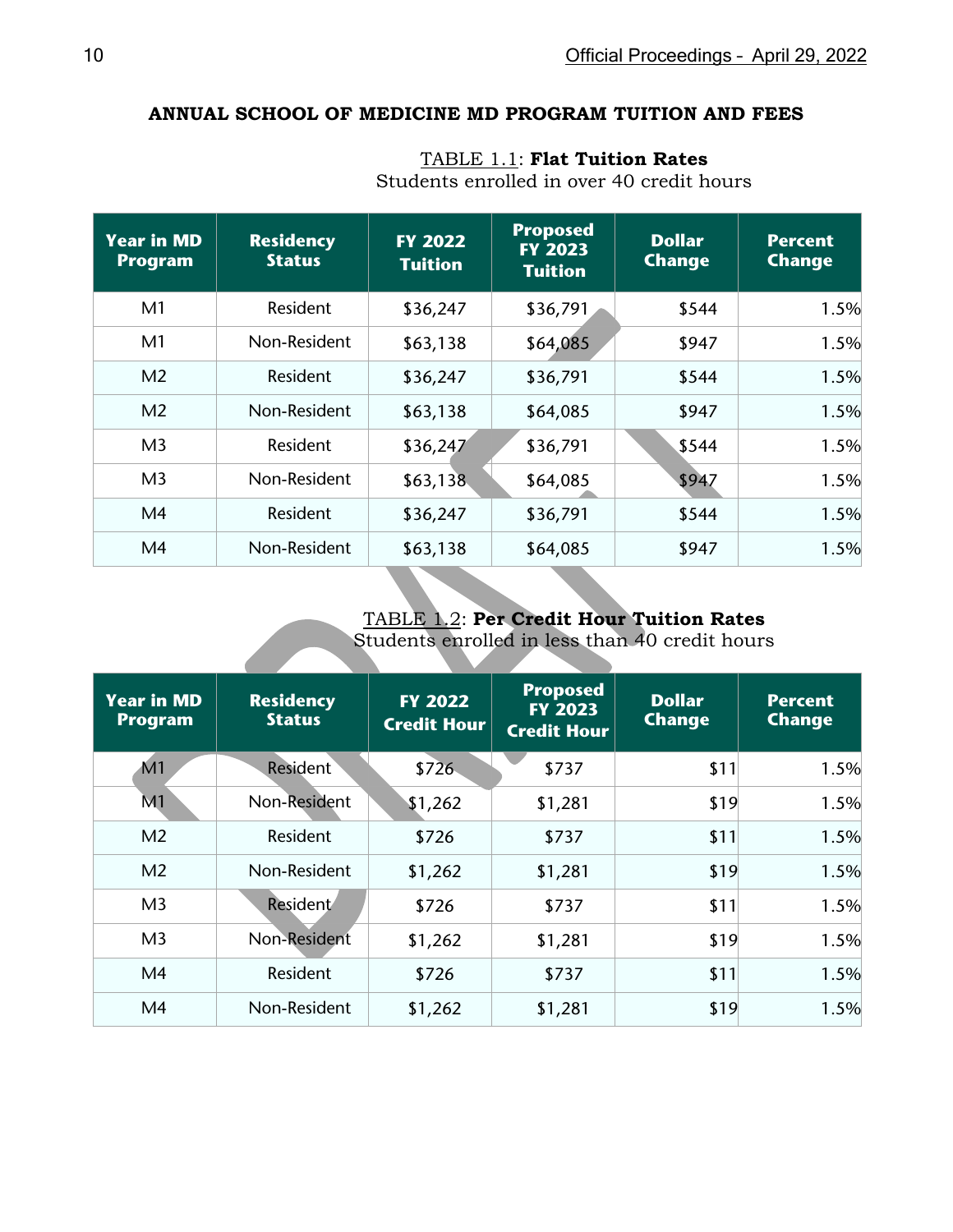## ANNUAL SCHOOL OF MEDICINE MD PROGRAM TUITION AND FEES

TABLE 1.1: **Flat Tuition Rates**
Students enrolled in over 40 credit hours

| Year in MD Program | Residency Status | FY 2022 Tuition | Proposed FY 2023 Tuition | Dollar Change | Percent Change |
|---|---|---|---|---|---|
| M1 | Resident | $36,247 | $36,791 | $544 | 1.5% |
| M1 | Non-Resident | $63,138 | $64,085 | $947 | 1.5% |
| M2 | Resident | $36,247 | $36,791 | $544 | 1.5% |
| M2 | Non-Resident | $63,138 | $64,085 | $947 | 1.5% |
| M3 | Resident | $36,247 | $36,791 | $544 | 1.5% |
| M3 | Non-Resident | $63,138 | $64,085 | $947 | 1.5% |
| M4 | Resident | $36,247 | $36,791 | $544 | 1.5% |
| M4 | Non-Resident | $63,138 | $64,085 | $947 | 1.5% |

TABLE 1.2: **Per Credit Hour Tuition Rates**
Students enrolled in less than 40 credit hours

| Year in MD Program | Residency Status | FY 2022 Credit Hour | Proposed FY 2023 Credit Hour | Dollar Change | Percent Change |
|---|---|---|---|---|---|
| M1 | Resident | $726 | $737 | $11 | 1.5% |
| M1 | Non-Resident | $1,262 | $1,281 | $19 | 1.5% |
| M2 | Resident | $726 | $737 | $11 | 1.5% |
| M2 | Non-Resident | $1,262 | $1,281 | $19 | 1.5% |
| M3 | Resident | $726 | $737 | $11 | 1.5% |
| M3 | Non-Resident | $1,262 | $1,281 | $19 | 1.5% |
| M4 | Resident | $726 | $737 | $11 | 1.5% |
| M4 | Non-Resident | $1,262 | $1,281 | $19 | 1.5% |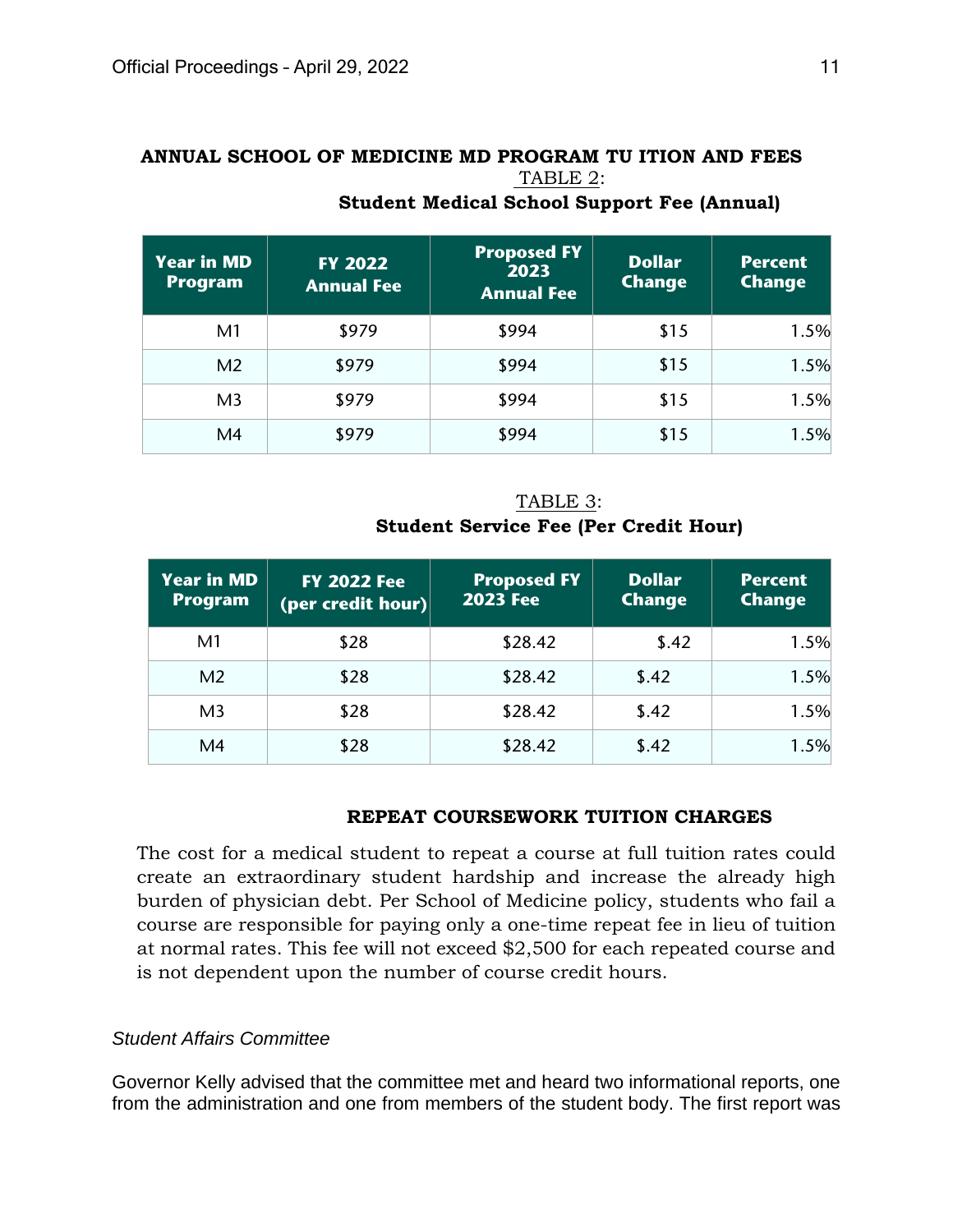**ANNUAL SCHOOL OF MEDICINE MD PROGRAM TU ITION AND FEES**

TABLE 2:

**Student Medical School Support Fee (Annual)**

| Year in MD Program | FY 2022 Annual Fee | Proposed FY 2023 Annual Fee | Dollar Change | Percent Change |
|---|---|---|---|---|
| M1 | $979 | $994 | $15 | 1.5% |
| M2 | $979 | $994 | $15 | 1.5% |
| M3 | $979 | $994 | $15 | 1.5% |
| M4 | $979 | $994 | $15 | 1.5% |

TABLE 3:

**Student Service Fee (Per Credit Hour)**

| Year in MD Program | FY 2022 Fee (per credit hour) | Proposed FY 2023 Fee | Dollar Change | Percent Change |
|---|---|---|---|---|
| M1 | $28 | $28.42 | $.42 | 1.5% |
| M2 | $28 | $28.42 | $.42 | 1.5% |
| M3 | $28 | $28.42 | $.42 | 1.5% |
| M4 | $28 | $28.42 | $.42 | 1.5% |

**REPEAT COURSEWORK TUITION CHARGES**

The cost for a medical student to repeat a course at full tuition rates could create an extraordinary student hardship and increase the already high burden of physician debt. Per School of Medicine policy, students who fail a course are responsible for paying only a one-time repeat fee in lieu of tuition at normal rates. This fee will not exceed $2,500 for each repeated course and is not dependent upon the number of course credit hours.

*Student Affairs Committee*

Governor Kelly advised that the committee met and heard two informational reports, one from the administration and one from members of the student body. The first report was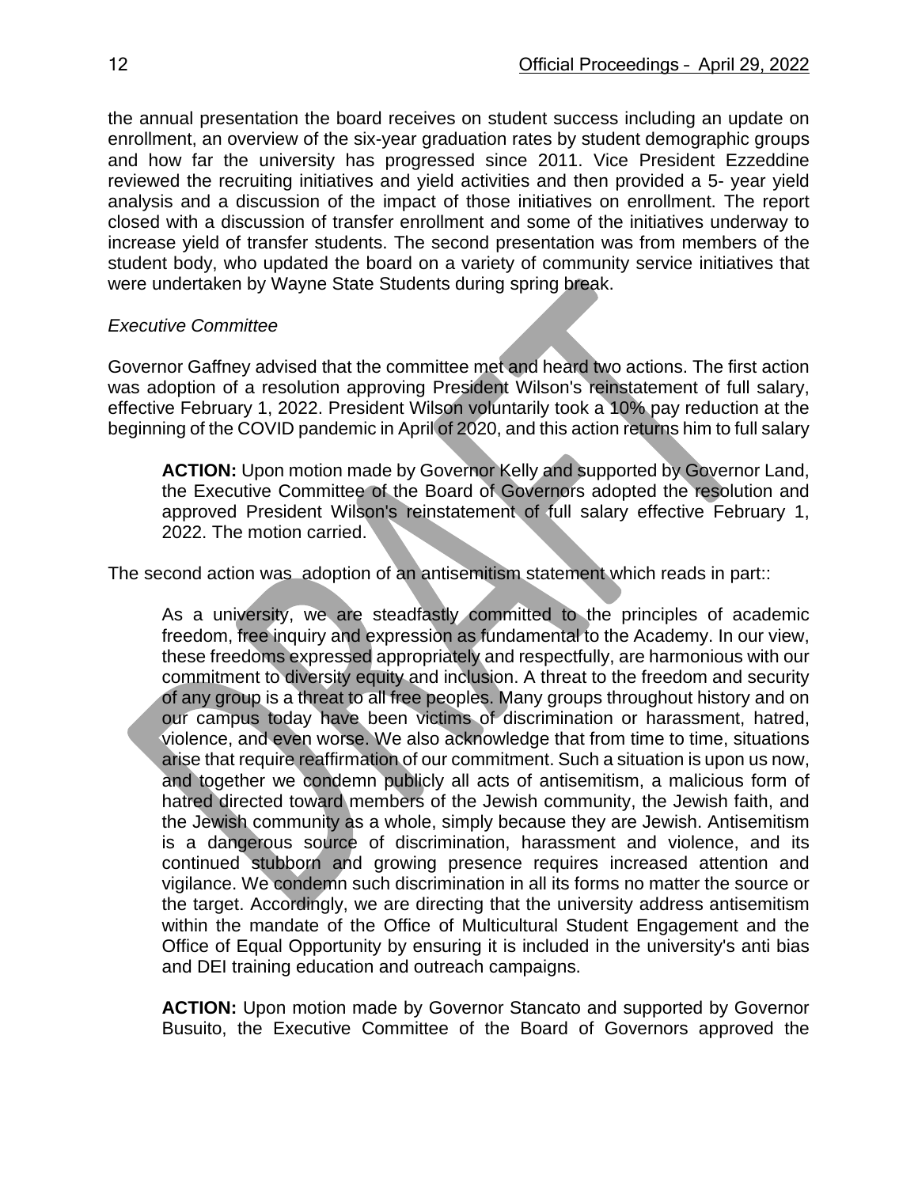the annual presentation the board receives on student success including an update on enrollment, an overview of the six-year graduation rates by student demographic groups and how far the university has progressed since 2011. Vice President Ezzeddine reviewed the recruiting initiatives and yield activities and then provided a 5- year yield analysis and a discussion of the impact of those initiatives on enrollment. The report closed with a discussion of transfer enrollment and some of the initiatives underway to increase yield of transfer students. The second presentation was from members of the student body, who updated the board on a variety of community service initiatives that were undertaken by Wayne State Students during spring break.

*Executive Committee*

Governor Gaffney advised that the committee met and heard two actions. The first action was adoption of a resolution approving President Wilson's reinstatement of full salary, effective February 1, 2022. President Wilson voluntarily took a 10% pay reduction at the beginning of the COVID pandemic in April of 2020, and this action returns him to full salary

> **ACTION:** Upon motion made by Governor Kelly and supported by Governor Land, the Executive Committee of the Board of Governors adopted the resolution and approved President Wilson's reinstatement of full salary effective February 1, 2022. The motion carried.

The second action was adoption of an antisemitism statement which reads in part::

> As a university, we are steadfastly committed to the principles of academic freedom, free inquiry and expression as fundamental to the Academy. In our view, these freedoms expressed appropriately and respectfully, are harmonious with our commitment to diversity equity and inclusion. A threat to the freedom and security of any group is a threat to all free peoples. Many groups throughout history and on our campus today have been victims of discrimination or harassment, hatred, violence, and even worse. We also acknowledge that from time to time, situations arise that require reaffirmation of our commitment. Such a situation is upon us now, and together we condemn publicly all acts of antisemitism, a malicious form of hatred directed toward members of the Jewish community, the Jewish faith, and the Jewish community as a whole, simply because they are Jewish. Antisemitism is a dangerous source of discrimination, harassment and violence, and its continued stubborn and growing presence requires increased attention and vigilance. We condemn such discrimination in all its forms no matter the source or the target. Accordingly, we are directing that the university address antisemitism within the mandate of the Office of Multicultural Student Engagement and the Office of Equal Opportunity by ensuring it is included in the university's anti bias and DEI training education and outreach campaigns.

> **ACTION:** Upon motion made by Governor Stancato and supported by Governor Busuito, the Executive Committee of the Board of Governors approved the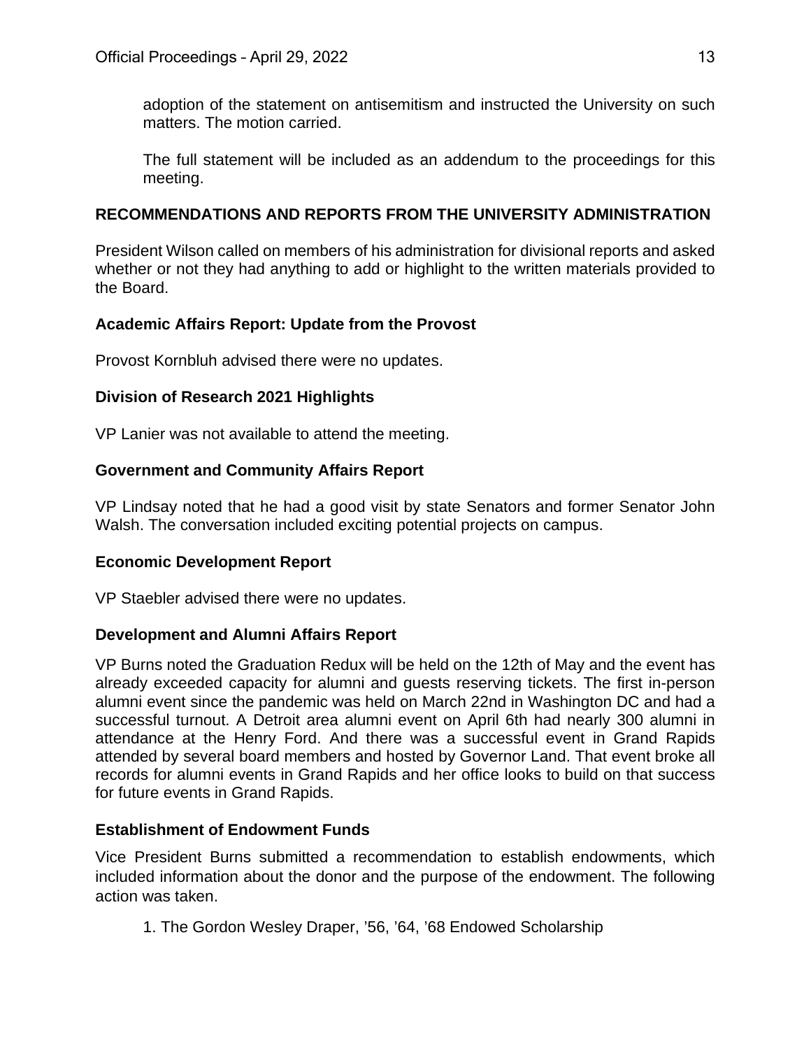adoption of the statement on antisemitism and instructed the University on such matters. The motion carried.

The full statement will be included as an addendum to the proceedings for this meeting.

## RECOMMENDATIONS AND REPORTS FROM THE UNIVERSITY ADMINISTRATION

President Wilson called on members of his administration for divisional reports and asked whether or not they had anything to add or highlight to the written materials provided to the Board.

### Academic Affairs Report: Update from the Provost

Provost Kornbluh advised there were no updates.

### Division of Research 2021 Highlights

VP Lanier was not available to attend the meeting.

### Government and Community Affairs Report

VP Lindsay noted that he had a good visit by state Senators and former Senator John Walsh. The conversation included exciting potential projects on campus.

### Economic Development Report

VP Staebler advised there were no updates.

### Development and Alumni Affairs Report

VP Burns noted the Graduation Redux will be held on the 12th of May and the event has already exceeded capacity for alumni and guests reserving tickets. The first in-person alumni event since the pandemic was held on March 22nd in Washington DC and had a successful turnout. A Detroit area alumni event on April 6th had nearly 300 alumni in attendance at the Henry Ford. And there was a successful event in Grand Rapids attended by several board members and hosted by Governor Land. That event broke all records for alumni events in Grand Rapids and her office looks to build on that success for future events in Grand Rapids.

### Establishment of Endowment Funds

Vice President Burns submitted a recommendation to establish endowments, which included information about the donor and the purpose of the endowment. The following action was taken.

1. The Gordon Wesley Draper, ’56, ’64, ’68 Endowed Scholarship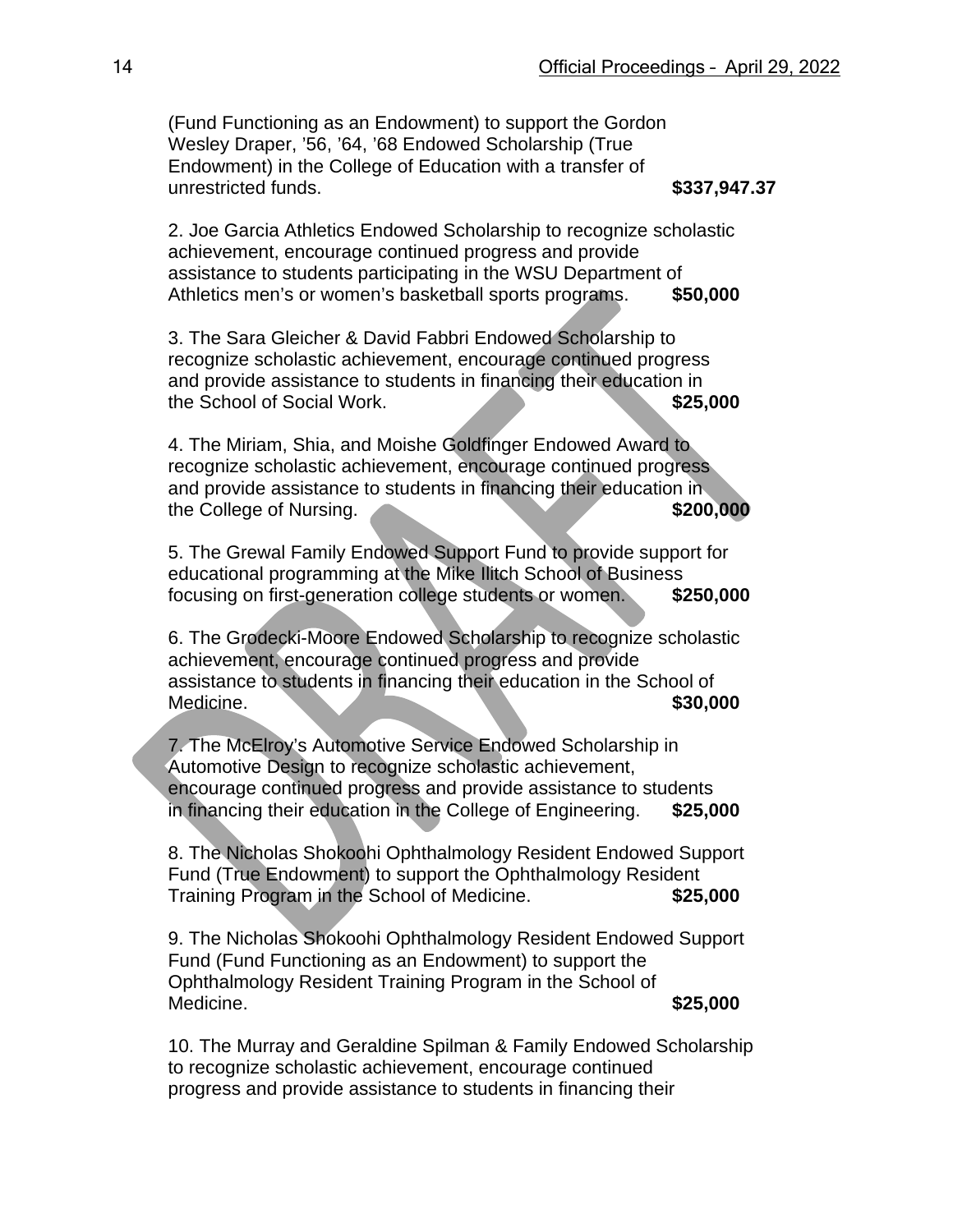(Fund Functioning as an Endowment) to support the Gordon Wesley Draper, '56, '64, '68 Endowed Scholarship (True Endowment) in the College of Education with a transfer of unrestricted funds. **$337,947.37**

2. Joe Garcia Athletics Endowed Scholarship to recognize scholastic achievement, encourage continued progress and provide assistance to students participating in the WSU Department of Athletics men's or women's basketball sports programs. **$50,000**

3. The Sara Gleicher & David Fabbri Endowed Scholarship to recognize scholastic achievement, encourage continued progress and provide assistance to students in financing their education in the School of Social Work. **$25,000**

4. The Miriam, Shia, and Moishe Goldfinger Endowed Award to recognize scholastic achievement, encourage continued progress and provide assistance to students in financing their education in the College of Nursing. **$200,000**

5. The Grewal Family Endowed Support Fund to provide support for educational programming at the Mike Ilitch School of Business focusing on first-generation college students or women. **$250,000**

6. The Grodecki-Moore Endowed Scholarship to recognize scholastic achievement, encourage continued progress and provide assistance to students in financing their education in the School of Medicine. **$30,000**

7. The McElroy's Automotive Service Endowed Scholarship in Automotive Design to recognize scholastic achievement, encourage continued progress and provide assistance to students in financing their education in the College of Engineering. **$25,000**

8. The Nicholas Shokoohi Ophthalmology Resident Endowed Support Fund (True Endowment) to support the Ophthalmology Resident Training Program in the School of Medicine. **$25,000**

9. The Nicholas Shokoohi Ophthalmology Resident Endowed Support Fund (Fund Functioning as an Endowment) to support the Ophthalmology Resident Training Program in the School of Medicine. **$25,000**

10. The Murray and Geraldine Spilman & Family Endowed Scholarship to recognize scholastic achievement, encourage continued progress and provide assistance to students in financing their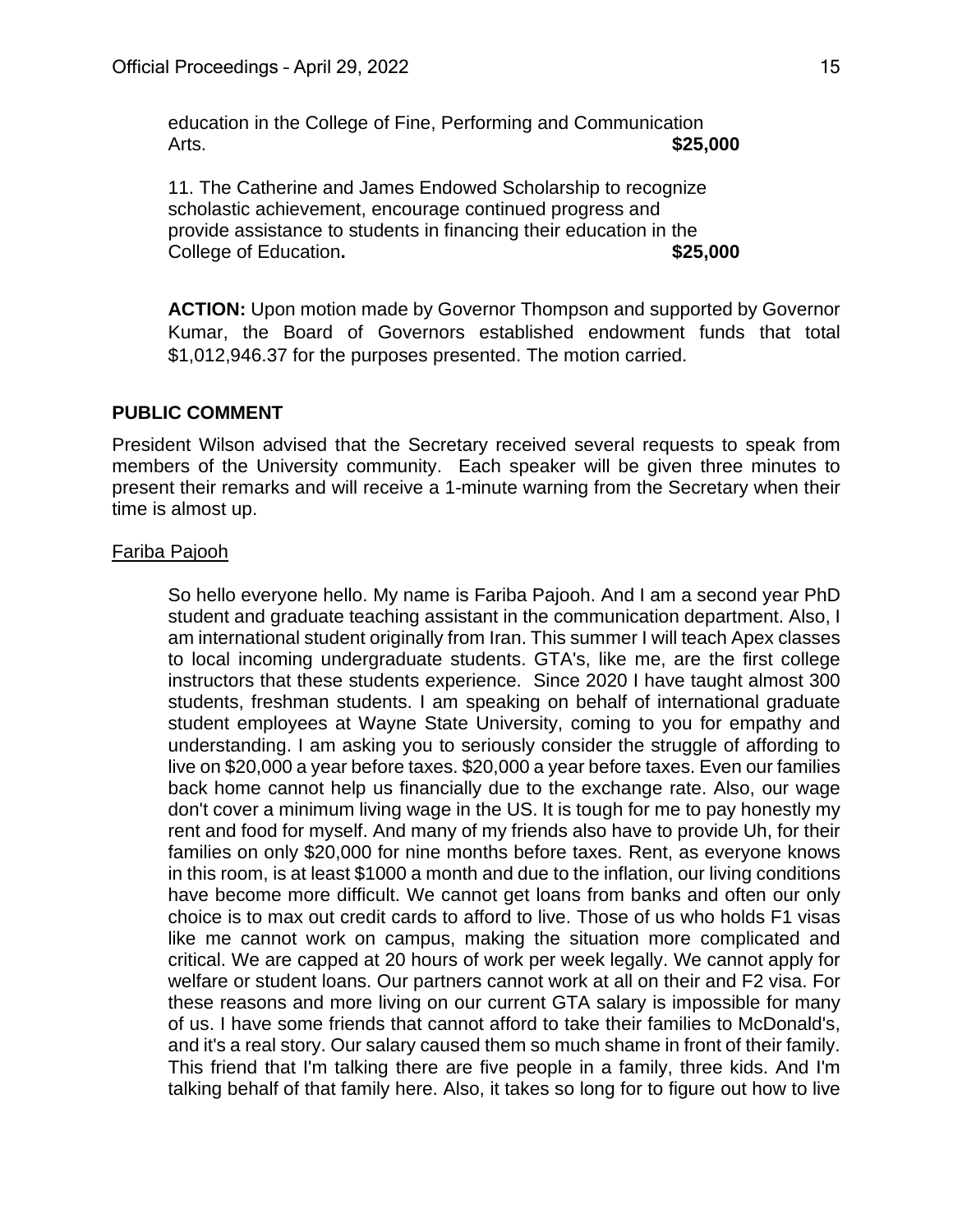education in the College of Fine, Performing and Communication Arts. **$25,000**

11. The Catherine and James Endowed Scholarship to recognize scholastic achievement, encourage continued progress and provide assistance to students in financing their education in the College of Education**.** **$25,000**

**ACTION:** Upon motion made by Governor Thompson and supported by Governor Kumar, the Board of Governors established endowment funds that total $1,012,946.37 for the purposes presented. The motion carried.

## PUBLIC COMMENT

President Wilson advised that the Secretary received several requests to speak from members of the University community. Each speaker will be given three minutes to present their remarks and will receive a 1-minute warning from the Secretary when their time is almost up.

Fariba Pajooh

So hello everyone hello. My name is Fariba Pajooh. And I am a second year PhD student and graduate teaching assistant in the communication department. Also, I am international student originally from Iran. This summer I will teach Apex classes to local incoming undergraduate students. GTA's, like me, are the first college instructors that these students experience. Since 2020 I have taught almost 300 students, freshman students. I am speaking on behalf of international graduate student employees at Wayne State University, coming to you for empathy and understanding. I am asking you to seriously consider the struggle of affording to live on $20,000 a year before taxes. $20,000 a year before taxes. Even our families back home cannot help us financially due to the exchange rate. Also, our wage don't cover a minimum living wage in the US. It is tough for me to pay honestly my rent and food for myself. And many of my friends also have to provide Uh, for their families on only $20,000 for nine months before taxes. Rent, as everyone knows in this room, is at least $1000 a month and due to the inflation, our living conditions have become more difficult. We cannot get loans from banks and often our only choice is to max out credit cards to afford to live. Those of us who holds F1 visas like me cannot work on campus, making the situation more complicated and critical. We are capped at 20 hours of work per week legally. We cannot apply for welfare or student loans. Our partners cannot work at all on their and F2 visa. For these reasons and more living on our current GTA salary is impossible for many of us. I have some friends that cannot afford to take their families to McDonald's, and it's a real story. Our salary caused them so much shame in front of their family. This friend that I'm talking there are five people in a family, three kids. And I'm talking behalf of that family here. Also, it takes so long for to figure out how to live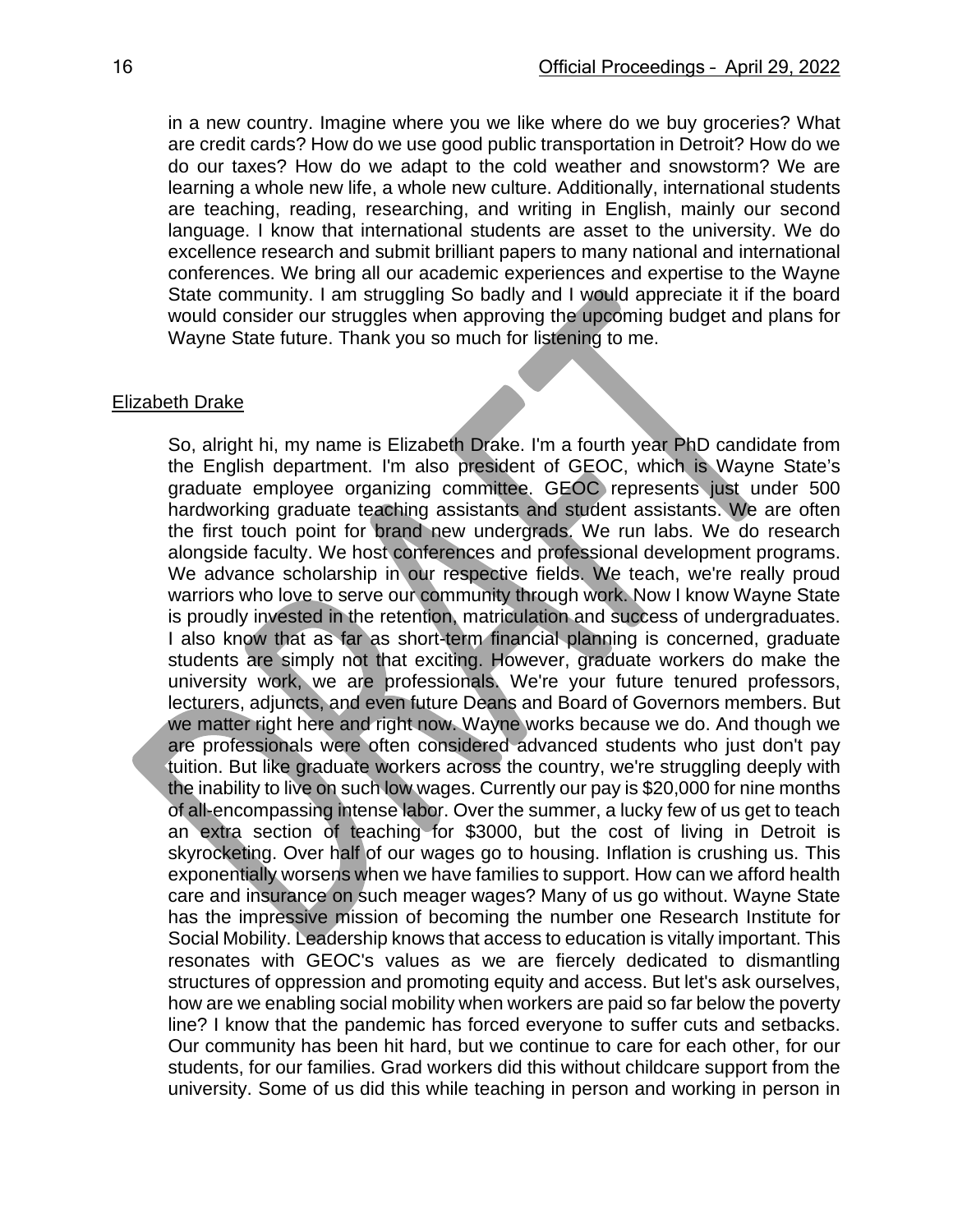in a new country. Imagine where you we like where do we buy groceries? What are credit cards? How do we use good public transportation in Detroit? How do we do our taxes? How do we adapt to the cold weather and snowstorm? We are learning a whole new life, a whole new culture. Additionally, international students are teaching, reading, researching, and writing in English, mainly our second language. I know that international students are asset to the university. We do excellence research and submit brilliant papers to many national and international conferences. We bring all our academic experiences and expertise to the Wayne State community. I am struggling So badly and I would appreciate it if the board would consider our struggles when approving the upcoming budget and plans for Wayne State future. Thank you so much for listening to me.

Elizabeth Drake

So, alright hi, my name is Elizabeth Drake. I'm a fourth year PhD candidate from the English department. I'm also president of GEOC, which is Wayne State's graduate employee organizing committee. GEOC represents just under 500 hardworking graduate teaching assistants and student assistants. We are often the first touch point for brand new undergrads. We run labs. We do research alongside faculty. We host conferences and professional development programs. We advance scholarship in our respective fields. We teach, we're really proud warriors who love to serve our community through work. Now I know Wayne State is proudly invested in the retention, matriculation and success of undergraduates. I also know that as far as short-term financial planning is concerned, graduate students are simply not that exciting. However, graduate workers do make the university work, we are professionals. We're your future tenured professors, lecturers, adjuncts, and even future Deans and Board of Governors members. But we matter right here and right now. Wayne works because we do. And though we are professionals were often considered advanced students who just don't pay tuition. But like graduate workers across the country, we're struggling deeply with the inability to live on such low wages. Currently our pay is $20,000 for nine months of all-encompassing intense labor. Over the summer, a lucky few of us get to teach an extra section of teaching for $3000, but the cost of living in Detroit is skyrocketing. Over half of our wages go to housing. Inflation is crushing us. This exponentially worsens when we have families to support. How can we afford health care and insurance on such meager wages? Many of us go without. Wayne State has the impressive mission of becoming the number one Research Institute for Social Mobility. Leadership knows that access to education is vitally important. This resonates with GEOC's values as we are fiercely dedicated to dismantling structures of oppression and promoting equity and access. But let's ask ourselves, how are we enabling social mobility when workers are paid so far below the poverty line? I know that the pandemic has forced everyone to suffer cuts and setbacks. Our community has been hit hard, but we continue to care for each other, for our students, for our families. Grad workers did this without childcare support from the university. Some of us did this while teaching in person and working in person in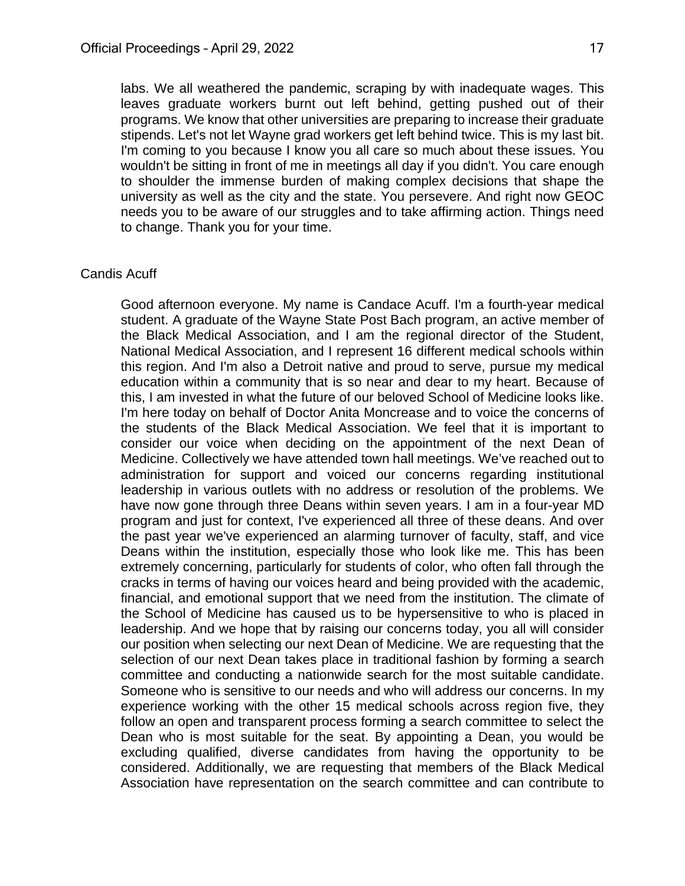labs. We all weathered the pandemic, scraping by with inadequate wages. This leaves graduate workers burnt out left behind, getting pushed out of their programs. We know that other universities are preparing to increase their graduate stipends. Let's not let Wayne grad workers get left behind twice. This is my last bit. I'm coming to you because I know you all care so much about these issues. You wouldn't be sitting in front of me in meetings all day if you didn't. You care enough to shoulder the immense burden of making complex decisions that shape the university as well as the city and the state. You persevere. And right now GEOC needs you to be aware of our struggles and to take affirming action. Things need to change. Thank you for your time.

Candis Acuff

Good afternoon everyone. My name is Candace Acuff. I'm a fourth-year medical student. A graduate of the Wayne State Post Bach program, an active member of the Black Medical Association, and I am the regional director of the Student, National Medical Association, and I represent 16 different medical schools within this region. And I'm also a Detroit native and proud to serve, pursue my medical education within a community that is so near and dear to my heart. Because of this, I am invested in what the future of our beloved School of Medicine looks like. I'm here today on behalf of Doctor Anita Moncrease and to voice the concerns of the students of the Black Medical Association. We feel that it is important to consider our voice when deciding on the appointment of the next Dean of Medicine. Collectively we have attended town hall meetings. We've reached out to administration for support and voiced our concerns regarding institutional leadership in various outlets with no address or resolution of the problems. We have now gone through three Deans within seven years. I am in a four-year MD program and just for context, I've experienced all three of these deans. And over the past year we've experienced an alarming turnover of faculty, staff, and vice Deans within the institution, especially those who look like me. This has been extremely concerning, particularly for students of color, who often fall through the cracks in terms of having our voices heard and being provided with the academic, financial, and emotional support that we need from the institution. The climate of the School of Medicine has caused us to be hypersensitive to who is placed in leadership. And we hope that by raising our concerns today, you all will consider our position when selecting our next Dean of Medicine. We are requesting that the selection of our next Dean takes place in traditional fashion by forming a search committee and conducting a nationwide search for the most suitable candidate. Someone who is sensitive to our needs and who will address our concerns. In my experience working with the other 15 medical schools across region five, they follow an open and transparent process forming a search committee to select the Dean who is most suitable for the seat. By appointing a Dean, you would be excluding qualified, diverse candidates from having the opportunity to be considered. Additionally, we are requesting that members of the Black Medical Association have representation on the search committee and can contribute to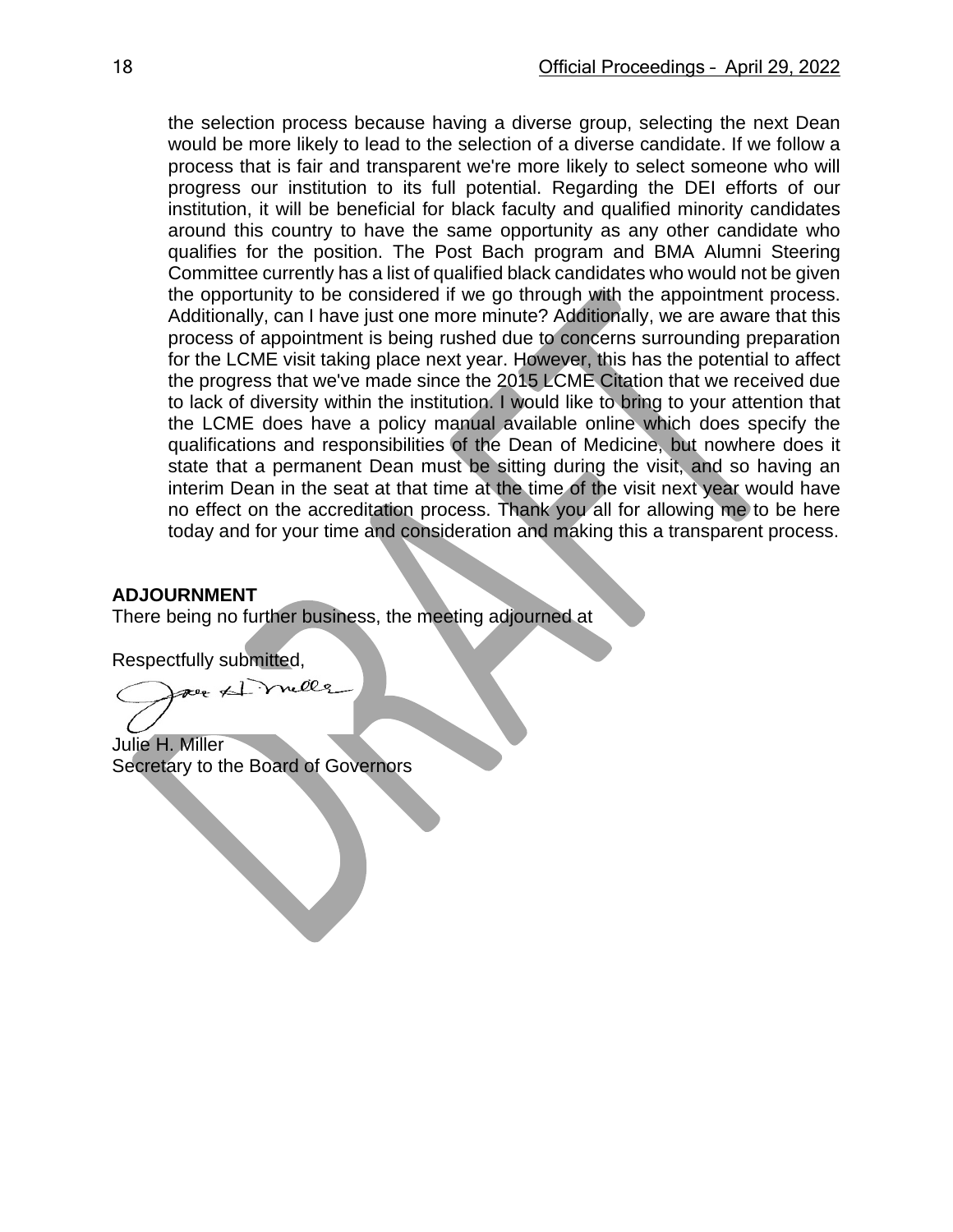the selection process because having a diverse group, selecting the next Dean would be more likely to lead to the selection of a diverse candidate. If we follow a process that is fair and transparent we're more likely to select someone who will progress our institution to its full potential. Regarding the DEI efforts of our institution, it will be beneficial for black faculty and qualified minority candidates around this country to have the same opportunity as any other candidate who qualifies for the position. The Post Bach program and BMA Alumni Steering Committee currently has a list of qualified black candidates who would not be given the opportunity to be considered if we go through with the appointment process. Additionally, can I have just one more minute? Additionally, we are aware that this process of appointment is being rushed due to concerns surrounding preparation for the LCME visit taking place next year. However, this has the potential to affect the progress that we've made since the 2015 LCME Citation that we received due to lack of diversity within the institution. I would like to bring to your attention that the LCME does have a policy manual available online which does specify the qualifications and responsibilities of the Dean of Medicine, but nowhere does it state that a permanent Dean must be sitting during the visit, and so having an interim Dean in the seat at that time at the time of the visit next year would have no effect on the accreditation process. Thank you all for allowing me to be here today and for your time and consideration and making this a transparent process.

**ADJOURNMENT**

There being no further business, the meeting adjourned at

Respectfully submitted,

Julie H. Miller
Secretary to the Board of Governors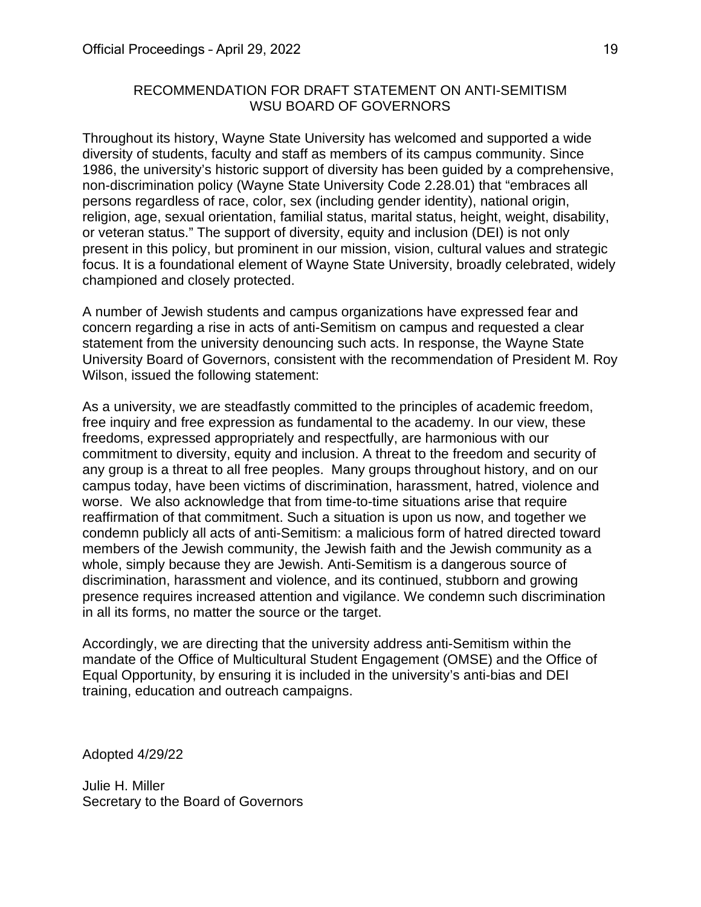## RECOMMENDATION FOR DRAFT STATEMENT ON ANTI-SEMITISM
## WSU BOARD OF GOVERNORS

Throughout its history, Wayne State University has welcomed and supported a wide diversity of students, faculty and staff as members of its campus community. Since 1986, the university's historic support of diversity has been guided by a comprehensive, non-discrimination policy (Wayne State University Code 2.28.01) that "embraces all persons regardless of race, color, sex (including gender identity), national origin, religion, age, sexual orientation, familial status, marital status, height, weight, disability, or veteran status." The support of diversity, equity and inclusion (DEI) is not only present in this policy, but prominent in our mission, vision, cultural values and strategic focus. It is a foundational element of Wayne State University, broadly celebrated, widely championed and closely protected.

A number of Jewish students and campus organizations have expressed fear and concern regarding a rise in acts of anti-Semitism on campus and requested a clear statement from the university denouncing such acts. In response, the Wayne State University Board of Governors, consistent with the recommendation of President M. Roy Wilson, issued the following statement:

As a university, we are steadfastly committed to the principles of academic freedom, free inquiry and free expression as fundamental to the academy. In our view, these freedoms, expressed appropriately and respectfully, are harmonious with our commitment to diversity, equity and inclusion. A threat to the freedom and security of any group is a threat to all free peoples. Many groups throughout history, and on our campus today, have been victims of discrimination, harassment, hatred, violence and worse. We also acknowledge that from time-to-time situations arise that require reaffirmation of that commitment. Such a situation is upon us now, and together we condemn publicly all acts of anti-Semitism: a malicious form of hatred directed toward members of the Jewish community, the Jewish faith and the Jewish community as a whole, simply because they are Jewish. Anti-Semitism is a dangerous source of discrimination, harassment and violence, and its continued, stubborn and growing presence requires increased attention and vigilance. We condemn such discrimination in all its forms, no matter the source or the target.

Accordingly, we are directing that the university address anti-Semitism within the mandate of the Office of Multicultural Student Engagement (OMSE) and the Office of Equal Opportunity, by ensuring it is included in the university's anti-bias and DEI training, education and outreach campaigns.

Adopted 4/29/22

Julie H. Miller
Secretary to the Board of Governors